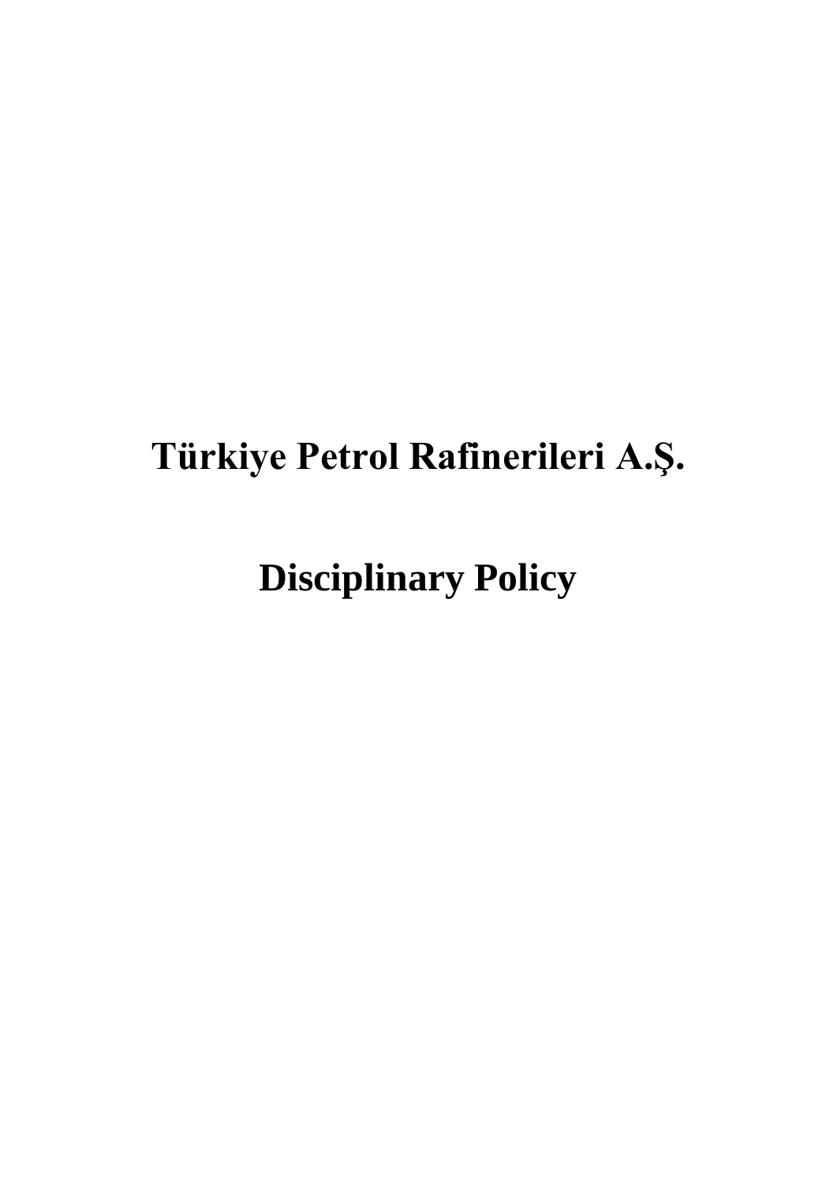# Türkiye Petrol Rafinerileri A.Ş.

# Disciplinary Policy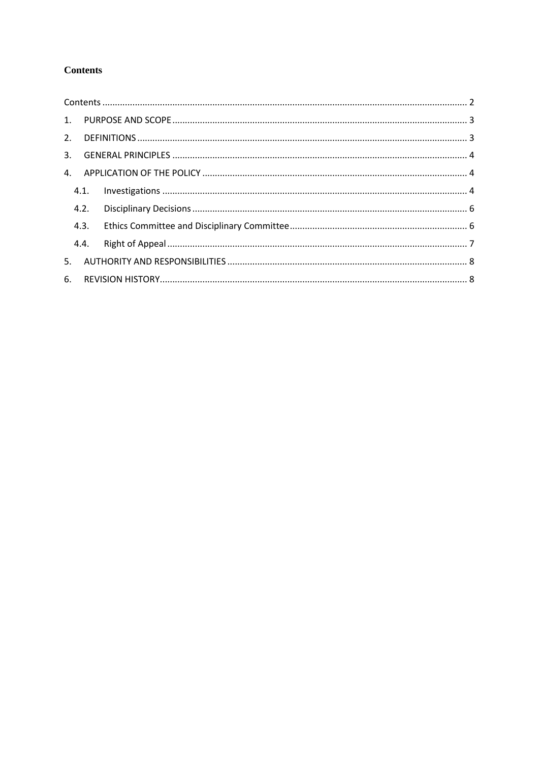## Contents

Contents ........ 2

1. PURPOSE AND SCOPE ........ 3
2. DEFINITIONS ........ 3
3. GENERAL PRINCIPLES ........ 4
4. APPLICATION OF THE POLICY ........ 4
   - 4.1. Investigations ........ 4
   - 4.2. Disciplinary Decisions ........ 6
   - 4.3. Ethics Committee and Disciplinary Committee ........ 6
   - 4.4. Right of Appeal ........ 7
5. AUTHORITY AND RESPONSIBILITIES ........ 8
6. REVISION HISTORY ........ 8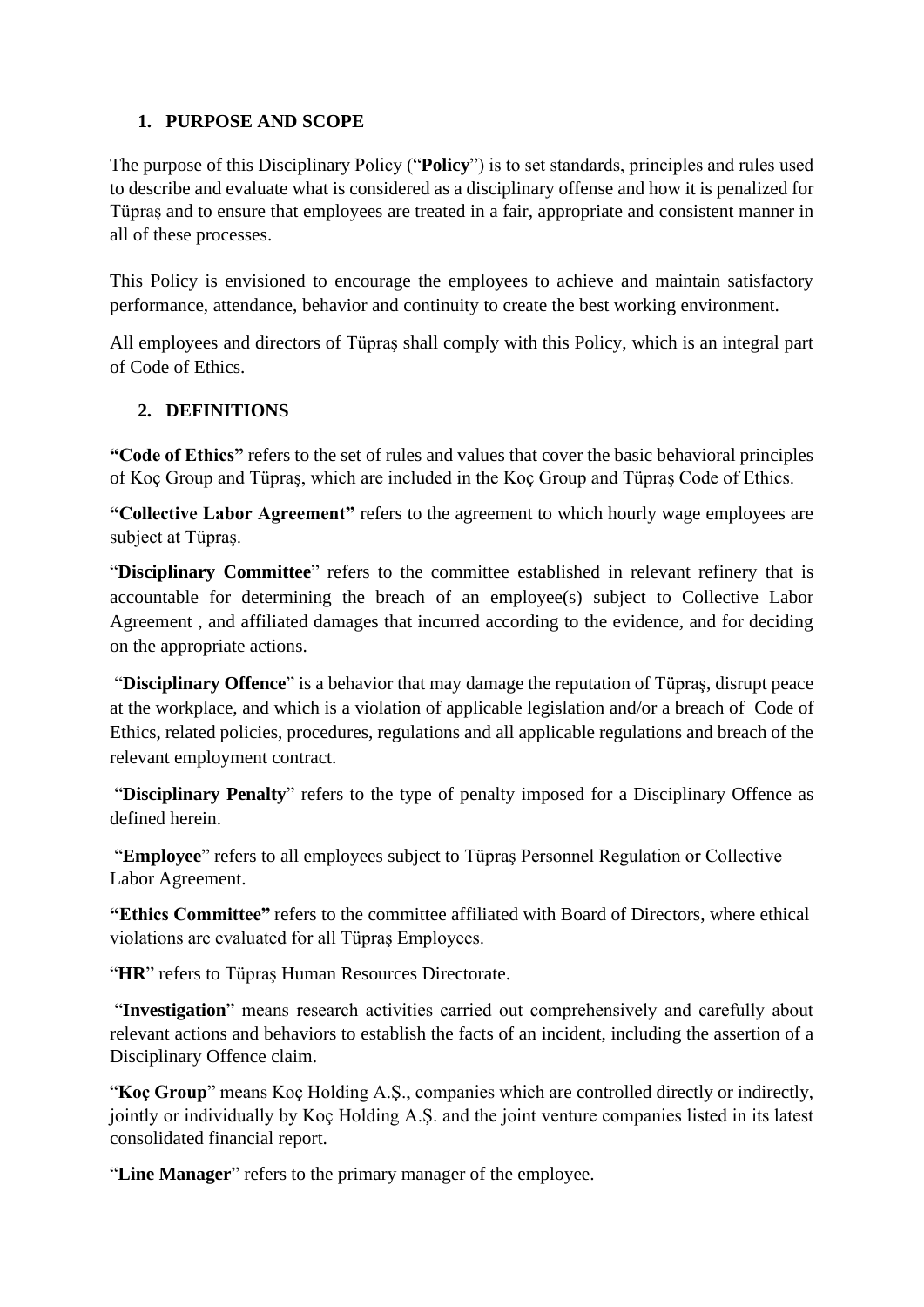## 1. PURPOSE AND SCOPE

The purpose of this Disciplinary Policy ("**Policy**") is to set standards, principles and rules used to describe and evaluate what is considered as a disciplinary offense and how it is penalized for Tüpraş and to ensure that employees are treated in a fair, appropriate and consistent manner in all of these processes.

This Policy is envisioned to encourage the employees to achieve and maintain satisfactory performance, attendance, behavior and continuity to create the best working environment.

All employees and directors of Tüpraş shall comply with this Policy, which is an integral part of Code of Ethics.

## 2. DEFINITIONS

**"Code of Ethics"** refers to the set of rules and values that cover the basic behavioral principles of Koç Group and Tüpraş, which are included in the Koç Group and Tüpraş Code of Ethics.

**"Collective Labor Agreement"** refers to the agreement to which hourly wage employees are subject at Tüpraş.

"**Disciplinary Committee**" refers to the committee established in relevant refinery that is accountable for determining the breach of an employee(s) subject to Collective Labor Agreement , and affiliated damages that incurred according to the evidence, and for deciding on the appropriate actions.

"**Disciplinary Offence**" is a behavior that may damage the reputation of Tüpraş, disrupt peace at the workplace, and which is a violation of applicable legislation and/or a breach of Code of Ethics, related policies, procedures, regulations and all applicable regulations and breach of the relevant employment contract.

"**Disciplinary Penalty**" refers to the type of penalty imposed for a Disciplinary Offence as defined herein.

"**Employee**" refers to all employees subject to Tüpraş Personnel Regulation or Collective Labor Agreement.

**"Ethics Committee"** refers to the committee affiliated with Board of Directors, where ethical violations are evaluated for all Tüpraş Employees.

"**HR**" refers to Tüpraş Human Resources Directorate.

"**Investigation**" means research activities carried out comprehensively and carefully about relevant actions and behaviors to establish the facts of an incident, including the assertion of a Disciplinary Offence claim.

"**Koç Group**" means Koç Holding A.Ş., companies which are controlled directly or indirectly, jointly or individually by Koç Holding A.Ş. and the joint venture companies listed in its latest consolidated financial report.

"**Line Manager**" refers to the primary manager of the employee.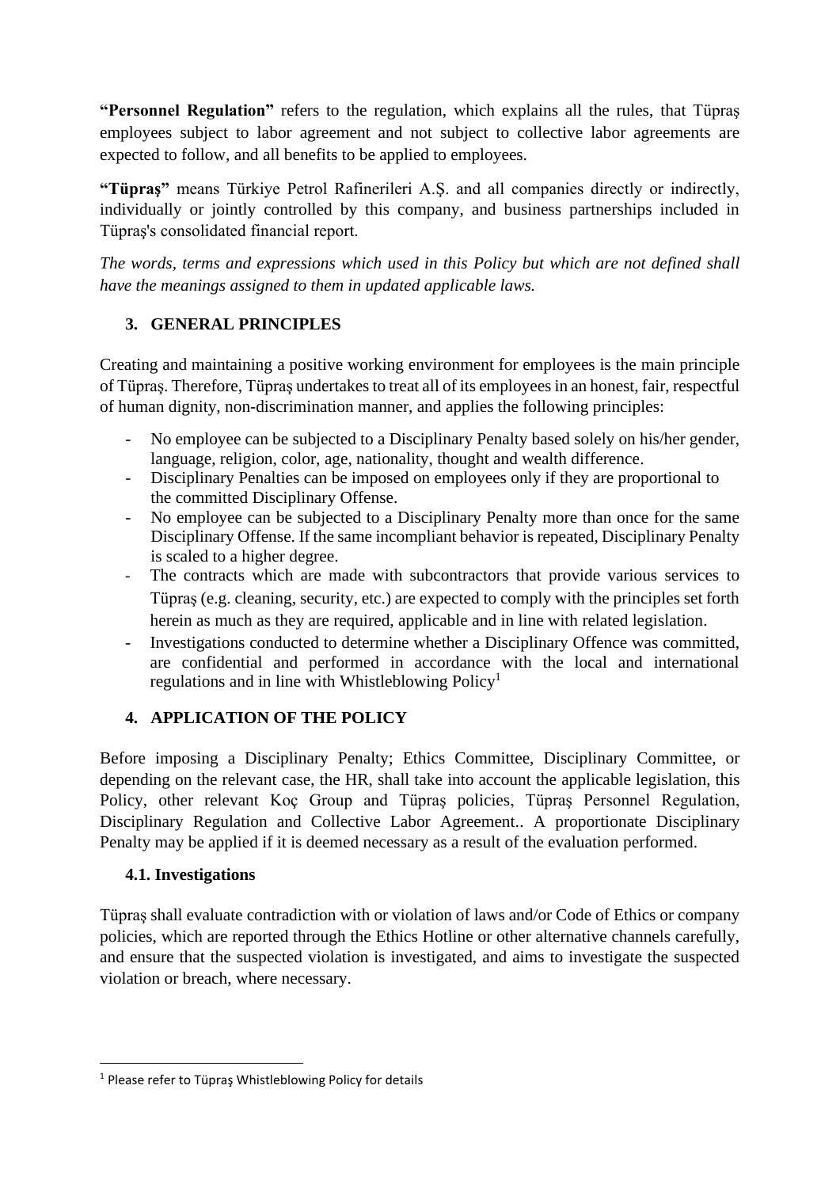**"Personnel Regulation"** refers to the regulation, which explains all the rules, that Tüpraş employees subject to labor agreement and not subject to collective labor agreements are expected to follow, and all benefits to be applied to employees.

**"Tüpraş"** means Türkiye Petrol Rafinerileri A.Ş. and all companies directly or indirectly, individually or jointly controlled by this company, and business partnerships included in Tüpraş's consolidated financial report.

*The words, terms and expressions which used in this Policy but which are not defined shall have the meanings assigned to them in updated applicable laws.*

## 3. GENERAL PRINCIPLES

Creating and maintaining a positive working environment for employees is the main principle of Tüpraş. Therefore, Tüpraş undertakes to treat all of its employees in an honest, fair, respectful of human dignity, non-discrimination manner, and applies the following principles:

- No employee can be subjected to a Disciplinary Penalty based solely on his/her gender, language, religion, color, age, nationality, thought and wealth difference.
- Disciplinary Penalties can be imposed on employees only if they are proportional to the committed Disciplinary Offense.
- No employee can be subjected to a Disciplinary Penalty more than once for the same Disciplinary Offense. If the same incompliant behavior is repeated, Disciplinary Penalty is scaled to a higher degree.
- The contracts which are made with subcontractors that provide various services to Tüpraş (e.g. cleaning, security, etc.) are expected to comply with the principles set forth herein as much as they are required, applicable and in line with related legislation.
- Investigations conducted to determine whether a Disciplinary Offence was committed, are confidential and performed in accordance with the local and international regulations and in line with Whistleblowing Policy[1]

## 4. APPLICATION OF THE POLICY

Before imposing a Disciplinary Penalty; Ethics Committee, Disciplinary Committee, or depending on the relevant case, the HR, shall take into account the applicable legislation, this Policy, other relevant Koç Group and Tüpraş policies, Tüpraş Personnel Regulation, Disciplinary Regulation and Collective Labor Agreement.. A proportionate Disciplinary Penalty may be applied if it is deemed necessary as a result of the evaluation performed.

### 4.1. Investigations

Tüpraş shall evaluate contradiction with or violation of laws and/or Code of Ethics or company policies, which are reported through the Ethics Hotline or other alternative channels carefully, and ensure that the suspected violation is investigated, and aims to investigate the suspected violation or breach, where necessary.

---

[1] Please refer to Tüpraş Whistleblowing Policy for details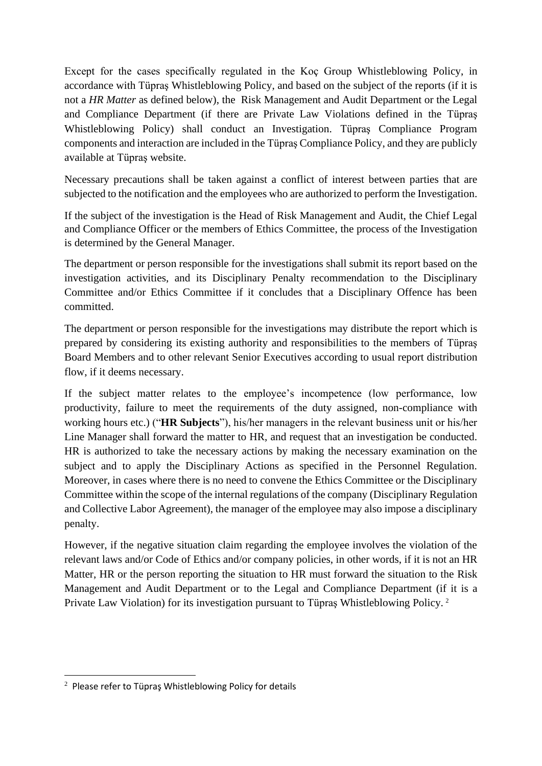Except for the cases specifically regulated in the Koç Group Whistleblowing Policy, in accordance with Tüpraş Whistleblowing Policy, and based on the subject of the reports (if it is not a *HR Matter* as defined below), the Risk Management and Audit Department or the Legal and Compliance Department (if there are Private Law Violations defined in the Tüpraş Whistleblowing Policy) shall conduct an Investigation. Tüpraş Compliance Program components and interaction are included in the Tüpraş Compliance Policy, and they are publicly available at Tüpraş website.

Necessary precautions shall be taken against a conflict of interest between parties that are subjected to the notification and the employees who are authorized to perform the Investigation.

If the subject of the investigation is the Head of Risk Management and Audit, the Chief Legal and Compliance Officer or the members of Ethics Committee, the process of the Investigation is determined by the General Manager.

The department or person responsible for the investigations shall submit its report based on the investigation activities, and its Disciplinary Penalty recommendation to the Disciplinary Committee and/or Ethics Committee if it concludes that a Disciplinary Offence has been committed.

The department or person responsible for the investigations may distribute the report which is prepared by considering its existing authority and responsibilities to the members of Tüpraş Board Members and to other relevant Senior Executives according to usual report distribution flow, if it deems necessary.

If the subject matter relates to the employee's incompetence (low performance, low productivity, failure to meet the requirements of the duty assigned, non-compliance with working hours etc.) ("**HR Subjects**"), his/her managers in the relevant business unit or his/her Line Manager shall forward the matter to HR, and request that an investigation be conducted. HR is authorized to take the necessary actions by making the necessary examination on the subject and to apply the Disciplinary Actions as specified in the Personnel Regulation. Moreover, in cases where there is no need to convene the Ethics Committee or the Disciplinary Committee within the scope of the internal regulations of the company (Disciplinary Regulation and Collective Labor Agreement), the manager of the employee may also impose a disciplinary penalty.

However, if the negative situation claim regarding the employee involves the violation of the relevant laws and/or Code of Ethics and/or company policies, in other words, if it is not an HR Matter, HR or the person reporting the situation to HR must forward the situation to the Risk Management and Audit Department or to the Legal and Compliance Department (if it is a Private Law Violation) for its investigation pursuant to Tüpraş Whistleblowing Policy. [2]

---

[2] Please refer to Tüpraş Whistleblowing Policy for details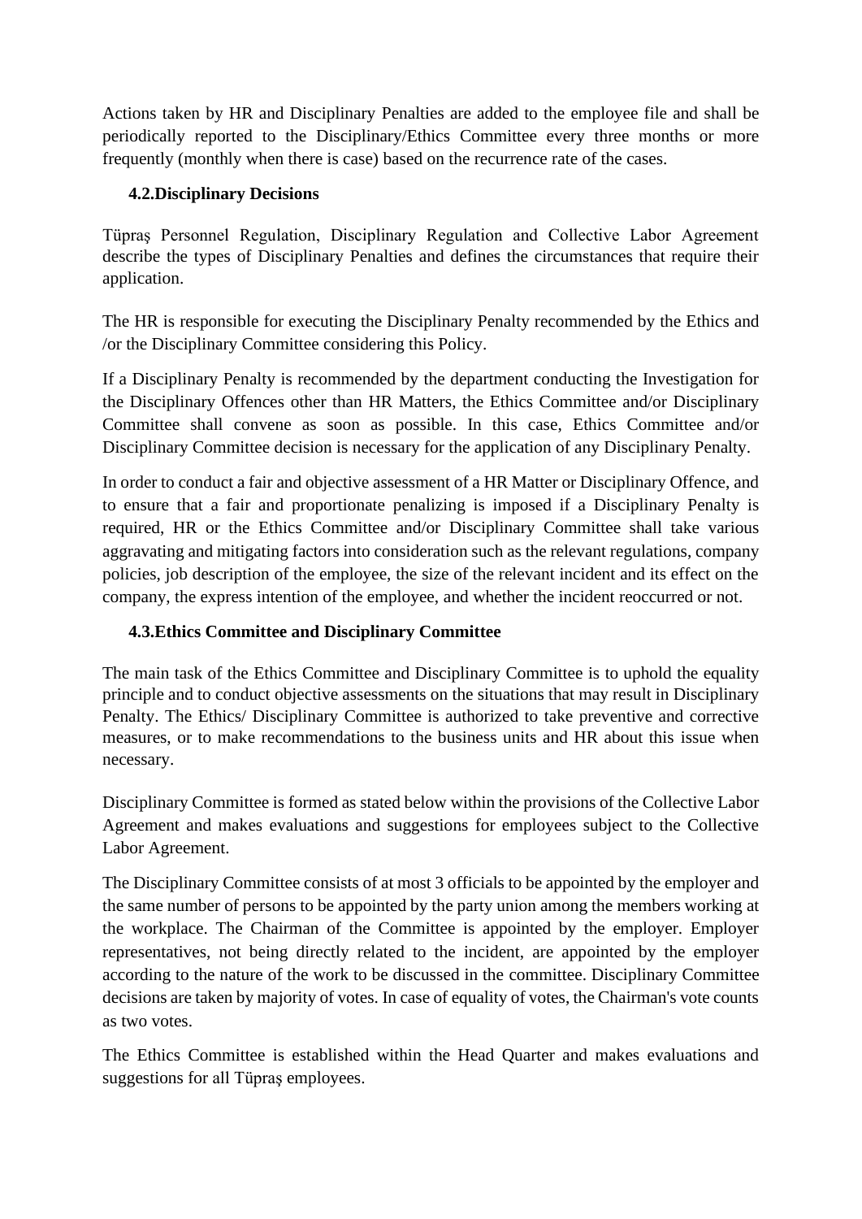Actions taken by HR and Disciplinary Penalties are added to the employee file and shall be periodically reported to the Disciplinary/Ethics Committee every three months or more frequently (monthly when there is case) based on the recurrence rate of the cases.

### 4.2.Disciplinary Decisions

Tüpraş Personnel Regulation, Disciplinary Regulation and Collective Labor Agreement describe the types of Disciplinary Penalties and defines the circumstances that require their application.

The HR is responsible for executing the Disciplinary Penalty recommended by the Ethics and /or the Disciplinary Committee considering this Policy.

If a Disciplinary Penalty is recommended by the department conducting the Investigation for the Disciplinary Offences other than HR Matters, the Ethics Committee and/or Disciplinary Committee shall convene as soon as possible. In this case, Ethics Committee and/or Disciplinary Committee decision is necessary for the application of any Disciplinary Penalty.

In order to conduct a fair and objective assessment of a HR Matter or Disciplinary Offence, and to ensure that a fair and proportionate penalizing is imposed if a Disciplinary Penalty is required, HR or the Ethics Committee and/or Disciplinary Committee shall take various aggravating and mitigating factors into consideration such as the relevant regulations, company policies, job description of the employee, the size of the relevant incident and its effect on the company, the express intention of the employee, and whether the incident reoccurred or not.

### 4.3.Ethics Committee and Disciplinary Committee

The main task of the Ethics Committee and Disciplinary Committee is to uphold the equality principle and to conduct objective assessments on the situations that may result in Disciplinary Penalty. The Ethics/ Disciplinary Committee is authorized to take preventive and corrective measures, or to make recommendations to the business units and HR about this issue when necessary.

Disciplinary Committee is formed as stated below within the provisions of the Collective Labor Agreement and makes evaluations and suggestions for employees subject to the Collective Labor Agreement.

The Disciplinary Committee consists of at most 3 officials to be appointed by the employer and the same number of persons to be appointed by the party union among the members working at the workplace. The Chairman of the Committee is appointed by the employer. Employer representatives, not being directly related to the incident, are appointed by the employer according to the nature of the work to be discussed in the committee. Disciplinary Committee decisions are taken by majority of votes. In case of equality of votes, the Chairman's vote counts as two votes.

The Ethics Committee is established within the Head Quarter and makes evaluations and suggestions for all Tüpraş employees.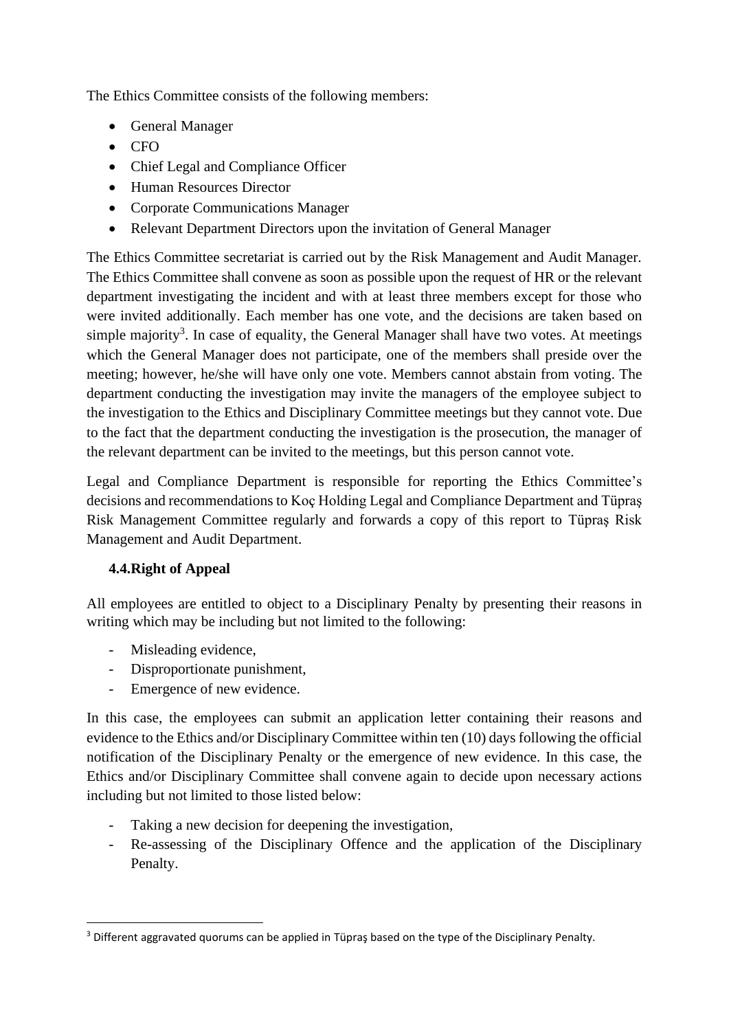The Ethics Committee consists of the following members:

- General Manager
- CFO
- Chief Legal and Compliance Officer
- Human Resources Director
- Corporate Communications Manager
- Relevant Department Directors upon the invitation of General Manager

The Ethics Committee secretariat is carried out by the Risk Management and Audit Manager. The Ethics Committee shall convene as soon as possible upon the request of HR or the relevant department investigating the incident and with at least three members except for those who were invited additionally. Each member has one vote, and the decisions are taken based on simple majority[3]. In case of equality, the General Manager shall have two votes. At meetings which the General Manager does not participate, one of the members shall preside over the meeting; however, he/she will have only one vote. Members cannot abstain from voting. The department conducting the investigation may invite the managers of the employee subject to the investigation to the Ethics and Disciplinary Committee meetings but they cannot vote. Due to the fact that the department conducting the investigation is the prosecution, the manager of the relevant department can be invited to the meetings, but this person cannot vote.

Legal and Compliance Department is responsible for reporting the Ethics Committee's decisions and recommendations to Koç Holding Legal and Compliance Department and Tüpraş Risk Management Committee regularly and forwards a copy of this report to Tüpraş Risk Management and Audit Department.

### 4.4. Right of Appeal

All employees are entitled to object to a Disciplinary Penalty by presenting their reasons in writing which may be including but not limited to the following:

- Misleading evidence,
- Disproportionate punishment,
- Emergence of new evidence.

In this case, the employees can submit an application letter containing their reasons and evidence to the Ethics and/or Disciplinary Committee within ten (10) days following the official notification of the Disciplinary Penalty or the emergence of new evidence. In this case, the Ethics and/or Disciplinary Committee shall convene again to decide upon necessary actions including but not limited to those listed below:

- Taking a new decision for deepening the investigation,
- Re-assessing of the Disciplinary Offence and the application of the Disciplinary Penalty.

---

[3] Different aggravated quorums can be applied in Tüpraş based on the type of the Disciplinary Penalty.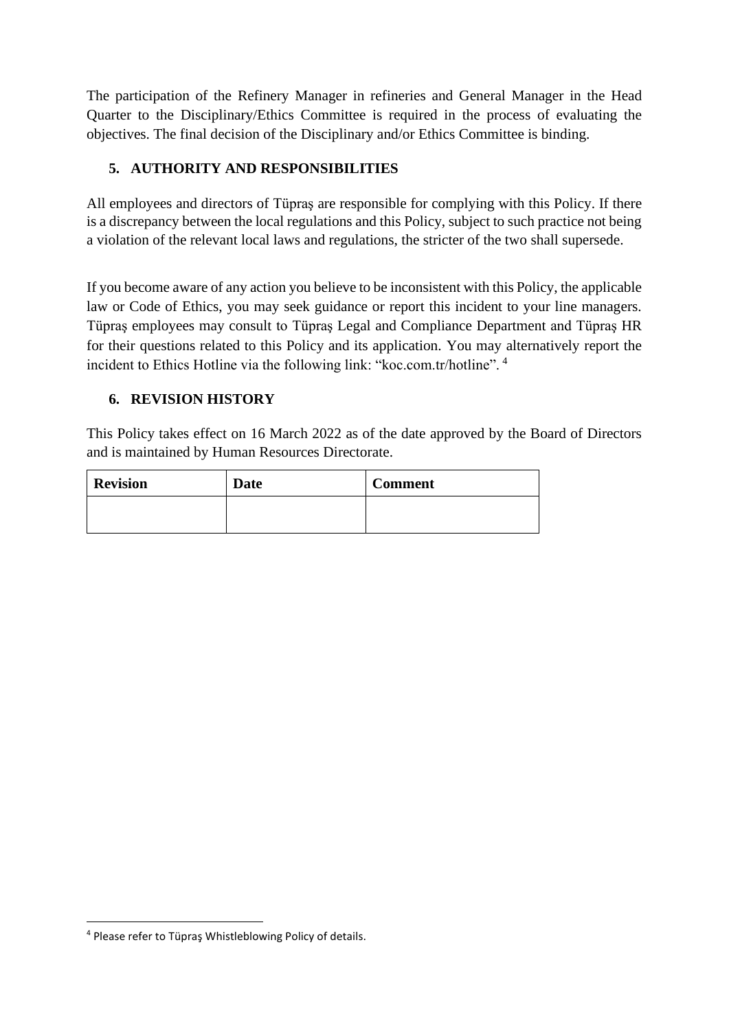The participation of the Refinery Manager in refineries and General Manager in the Head Quarter to the Disciplinary/Ethics Committee is required in the process of evaluating the objectives. The final decision of the Disciplinary and/or Ethics Committee is binding.

## 5. AUTHORITY AND RESPONSIBILITIES

All employees and directors of Tüpraş are responsible for complying with this Policy. If there is a discrepancy between the local regulations and this Policy, subject to such practice not being a violation of the relevant local laws and regulations, the stricter of the two shall supersede.

If you become aware of any action you believe to be inconsistent with this Policy, the applicable law or Code of Ethics, you may seek guidance or report this incident to your line managers. Tüpraş employees may consult to Tüpraş Legal and Compliance Department and Tüpraş HR for their questions related to this Policy and its application. You may alternatively report the incident to Ethics Hotline via the following link: "koc.com.tr/hotline". [4]

## 6. REVISION HISTORY

This Policy takes effect on 16 March 2022 as of the date approved by the Board of Directors and is maintained by Human Resources Directorate.

| Revision | Date | Comment |
|---|---|---|
| | | |

[4] Please refer to Tüpraş Whistleblowing Policy of details.